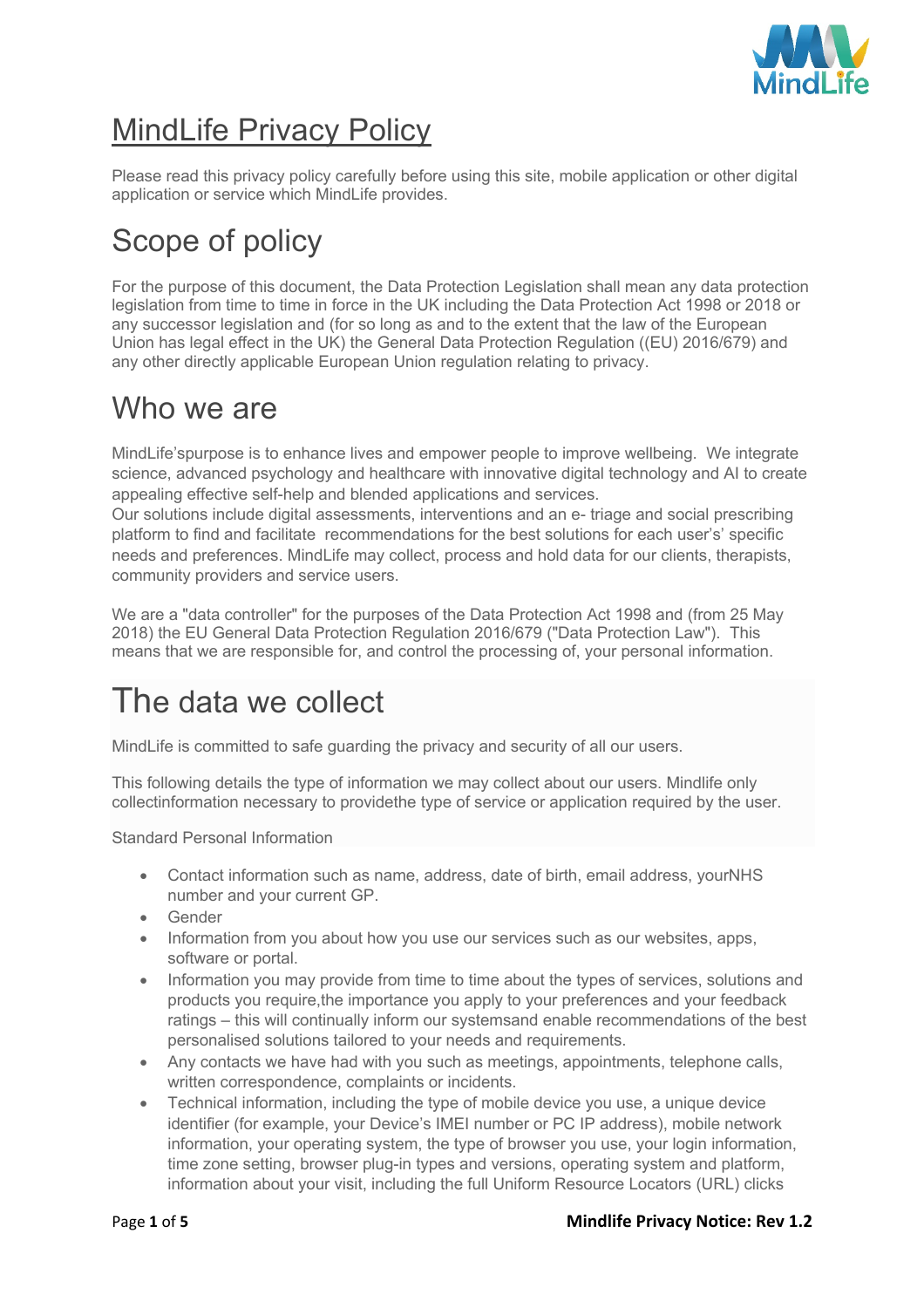# MindLife Privacy Policy

Please read this privacy policy carefully before using this site, mobile application or other digital application or service which MindLife provides.

## Scope of policy

For the purpose of this document, the Data Protection Legislation shall mean any data protection legislation from time to time in force in the UK including the Data Protection Act 1998 or 2018 or any successor legislation and (for so long as and to the extent that the law of the European Union has legal effect in the UK) the General Data Protection Regulation ((EU) 2016/679) and any other directly applicable European Union regulation relating to privacy.

## Who we are

MindLife'spurpose is to enhance lives and empower people to improve wellbeing. We integrate science, advanced psychology and healthcare with innovative digital technology and AI to create appealing effective self-help and blended applications and services.
Our solutions include digital assessments, interventions and an e- triage and social prescribing platform to find and facilitate recommendations for the best solutions for each user's' specific needs and preferences. MindLife may collect, process and hold data for our clients, therapists, community providers and service users.

We are a "data controller" for the purposes of the Data Protection Act 1998 and (from 25 May 2018) the EU General Data Protection Regulation 2016/679 ("Data Protection Law"). This means that we are responsible for, and control the processing of, your personal information.

## The data we collect

MindLife is committed to safe guarding the privacy and security of all our users.

This following details the type of information we may collect about our users. Mindlife only collectinformation necessary to providethe type of service or application required by the user.

Standard Personal Information

- Contact information such as name, address, date of birth, email address, yourNHS number and your current GP.
- Gender
- Information from you about how you use our services such as our websites, apps, software or portal.
- Information you may provide from time to time about the types of services, solutions and products you require,the importance you apply to your preferences and your feedback ratings – this will continually inform our systemsand enable recommendations of the best personalised solutions tailored to your needs and requirements.
- Any contacts we have had with you such as meetings, appointments, telephone calls, written correspondence, complaints or incidents.
- Technical information, including the type of mobile device you use, a unique device identifier (for example, your Device's IMEI number or PC IP address), mobile network information, your operating system, the type of browser you use, your login information, time zone setting, browser plug-in types and versions, operating system and platform, information about your visit, including the full Uniform Resource Locators (URL) clicks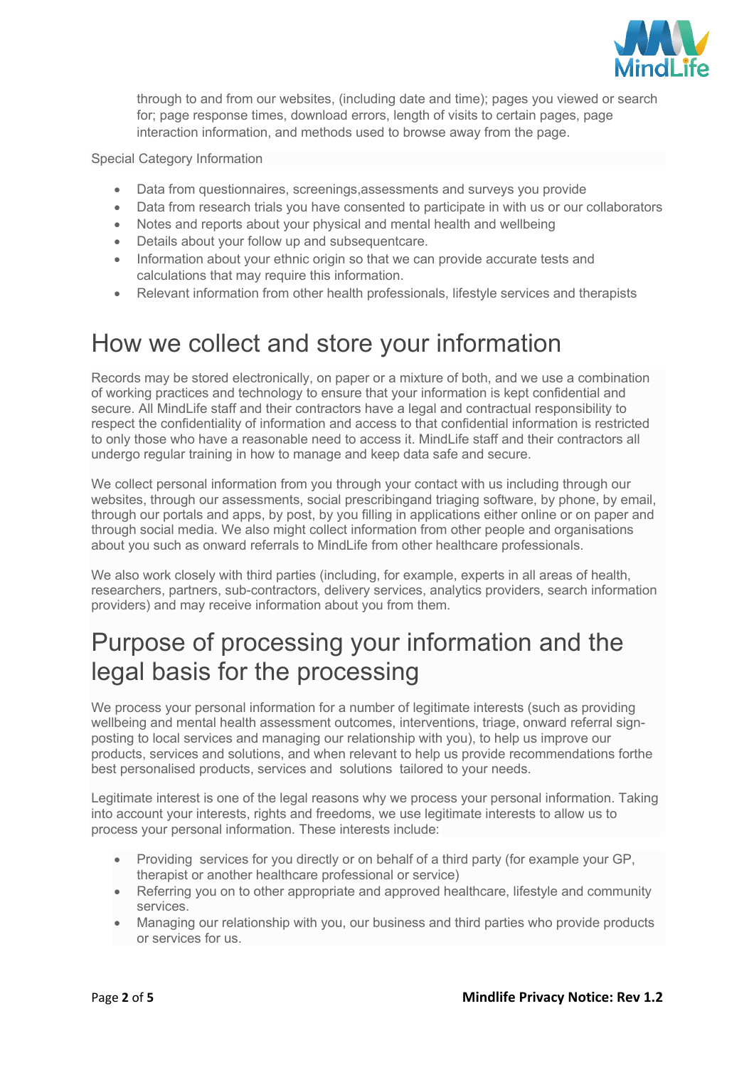through to and from our websites, (including date and time); pages you viewed or search for; page response times, download errors, length of visits to certain pages, page interaction information, and methods used to browse away from the page.

Special Category Information

- Data from questionnaires, screenings,assessments and surveys you provide
- Data from research trials you have consented to participate in with us or our collaborators
- Notes and reports about your physical and mental health and wellbeing
- Details about your follow up and subsequentcare.
- Information about your ethnic origin so that we can provide accurate tests and calculations that may require this information.
- Relevant information from other health professionals, lifestyle services and therapists

# How we collect and store your information

Records may be stored electronically, on paper or a mixture of both, and we use a combination of working practices and technology to ensure that your information is kept confidential and secure. All MindLife staff and their contractors have a legal and contractual responsibility to respect the confidentiality of information and access to that confidential information is restricted to only those who have a reasonable need to access it. MindLife staff and their contractors all undergo regular training in how to manage and keep data safe and secure.

We collect personal information from you through your contact with us including through our websites, through our assessments, social prescribingand triaging software, by phone, by email, through our portals and apps, by post, by you filling in applications either online or on paper and through social media. We also might collect information from other people and organisations about you such as onward referrals to MindLife from other healthcare professionals.

We also work closely with third parties (including, for example, experts in all areas of health, researchers, partners, sub-contractors, delivery services, analytics providers, search information providers) and may receive information about you from them.

# Purpose of processing your information and the legal basis for the processing

We process your personal information for a number of legitimate interests (such as providing wellbeing and mental health assessment outcomes, interventions, triage, onward referral sign-posting to local services and managing our relationship with you), to help us improve our products, services and solutions, and when relevant to help us provide recommendations forthe best personalised products, services and solutions tailored to your needs.

Legitimate interest is one of the legal reasons why we process your personal information. Taking into account your interests, rights and freedoms, we use legitimate interests to allow us to process your personal information. These interests include:

- Providing services for you directly or on behalf of a third party (for example your GP, therapist or another healthcare professional or service)
- Referring you on to other appropriate and approved healthcare, lifestyle and community services.
- Managing our relationship with you, our business and third parties who provide products or services for us.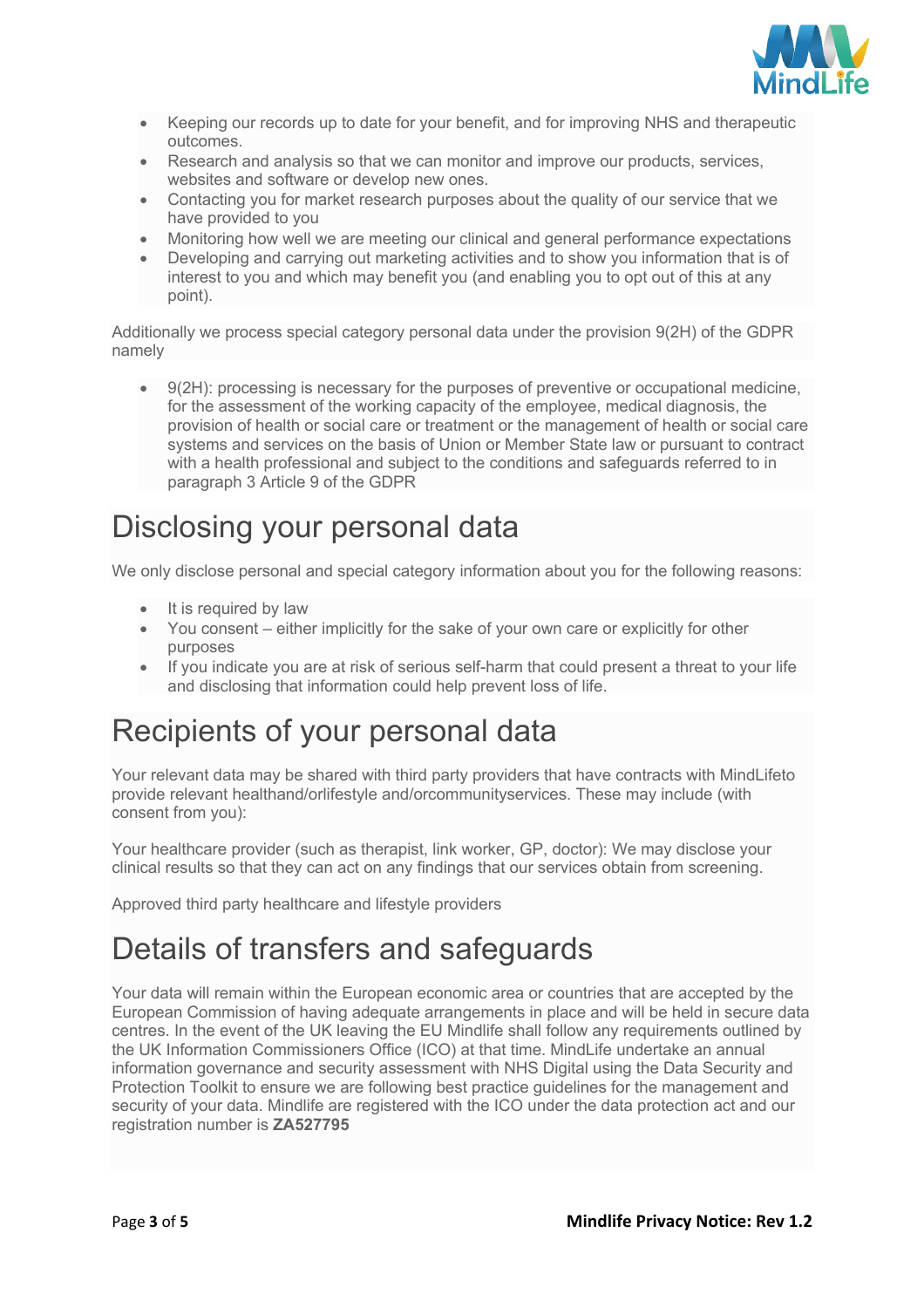- Keeping our records up to date for your benefit, and for improving NHS and therapeutic outcomes.
- Research and analysis so that we can monitor and improve our products, services, websites and software or develop new ones.
- Contacting you for market research purposes about the quality of our service that we have provided to you
- Monitoring how well we are meeting our clinical and general performance expectations
- Developing and carrying out marketing activities and to show you information that is of interest to you and which may benefit you (and enabling you to opt out of this at any point).

Additionally we process special category personal data under the provision 9(2H) of the GDPR namely

- 9(2H): processing is necessary for the purposes of preventive or occupational medicine, for the assessment of the working capacity of the employee, medical diagnosis, the provision of health or social care or treatment or the management of health or social care systems and services on the basis of Union or Member State law or pursuant to contract with a health professional and subject to the conditions and safeguards referred to in paragraph 3 Article 9 of the GDPR

# Disclosing your personal data

We only disclose personal and special category information about you for the following reasons:

- It is required by law
- You consent – either implicitly for the sake of your own care or explicitly for other purposes
- If you indicate you are at risk of serious self-harm that could present a threat to your life and disclosing that information could help prevent loss of life.

# Recipients of your personal data

Your relevant data may be shared with third party providers that have contracts with MindLifeto provide relevant healthand/orlifestyle and/orcommunityservices. These may include (with consent from you):

Your healthcare provider (such as therapist, link worker, GP, doctor): We may disclose your clinical results so that they can act on any findings that our services obtain from screening.

Approved third party healthcare and lifestyle providers

# Details of transfers and safeguards

Your data will remain within the European economic area or countries that are accepted by the European Commission of having adequate arrangements in place and will be held in secure data centres. In the event of the UK leaving the EU Mindlife shall follow any requirements outlined by the UK Information Commissioners Office (ICO) at that time. MindLife undertake an annual information governance and security assessment with NHS Digital using the Data Security and Protection Toolkit to ensure we are following best practice guidelines for the management and security of your data. Mindlife are registered with the ICO under the data protection act and our registration number is **ZA527795**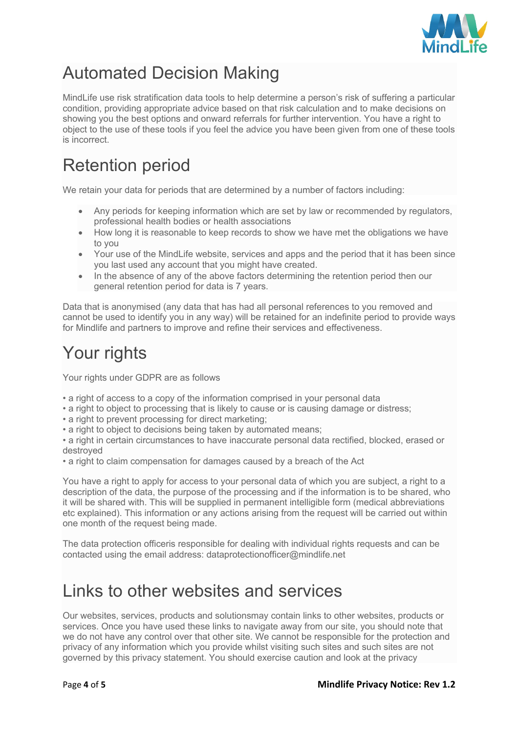## Automated Decision Making

MindLife use risk stratification data tools to help determine a person's risk of suffering a particular condition, providing appropriate advice based on that risk calculation and to make decisions on showing you the best options and onward referrals for further intervention. You have a right to object to the use of these tools if you feel the advice you have been given from one of these tools is incorrect.

## Retention period

We retain your data for periods that are determined by a number of factors including:

- Any periods for keeping information which are set by law or recommended by regulators, professional health bodies or health associations
- How long it is reasonable to keep records to show we have met the obligations we have to you
- Your use of the MindLife website, services and apps and the period that it has been since you last used any account that you might have created.
- In the absence of any of the above factors determining the retention period then our general retention period for data is 7 years.

Data that is anonymised (any data that has had all personal references to you removed and cannot be used to identify you in any way) will be retained for an indefinite period to provide ways for Mindlife and partners to improve and refine their services and effectiveness.

## Your rights

Your rights under GDPR are as follows

- a right of access to a copy of the information comprised in your personal data
- a right to object to processing that is likely to cause or is causing damage or distress;
- a right to prevent processing for direct marketing;
- a right to object to decisions being taken by automated means;
- a right in certain circumstances to have inaccurate personal data rectified, blocked, erased or destroyed
- a right to claim compensation for damages caused by a breach of the Act

You have a right to apply for access to your personal data of which you are subject, a right to a description of the data, the purpose of the processing and if the information is to be shared, who it will be shared with. This will be supplied in permanent intelligible form (medical abbreviations etc explained). This information or any actions arising from the request will be carried out within one month of the request being made.

The data protection officeris responsible for dealing with individual rights requests and can be contacted using the email address: dataprotectionofficer@mindlife.net

## Links to other websites and services

Our websites, services, products and solutionsmay contain links to other websites, products or services. Once you have used these links to navigate away from our site, you should note that we do not have any control over that other site. We cannot be responsible for the protection and privacy of any information which you provide whilst visiting such sites and such sites are not governed by this privacy statement. You should exercise caution and look at the privacy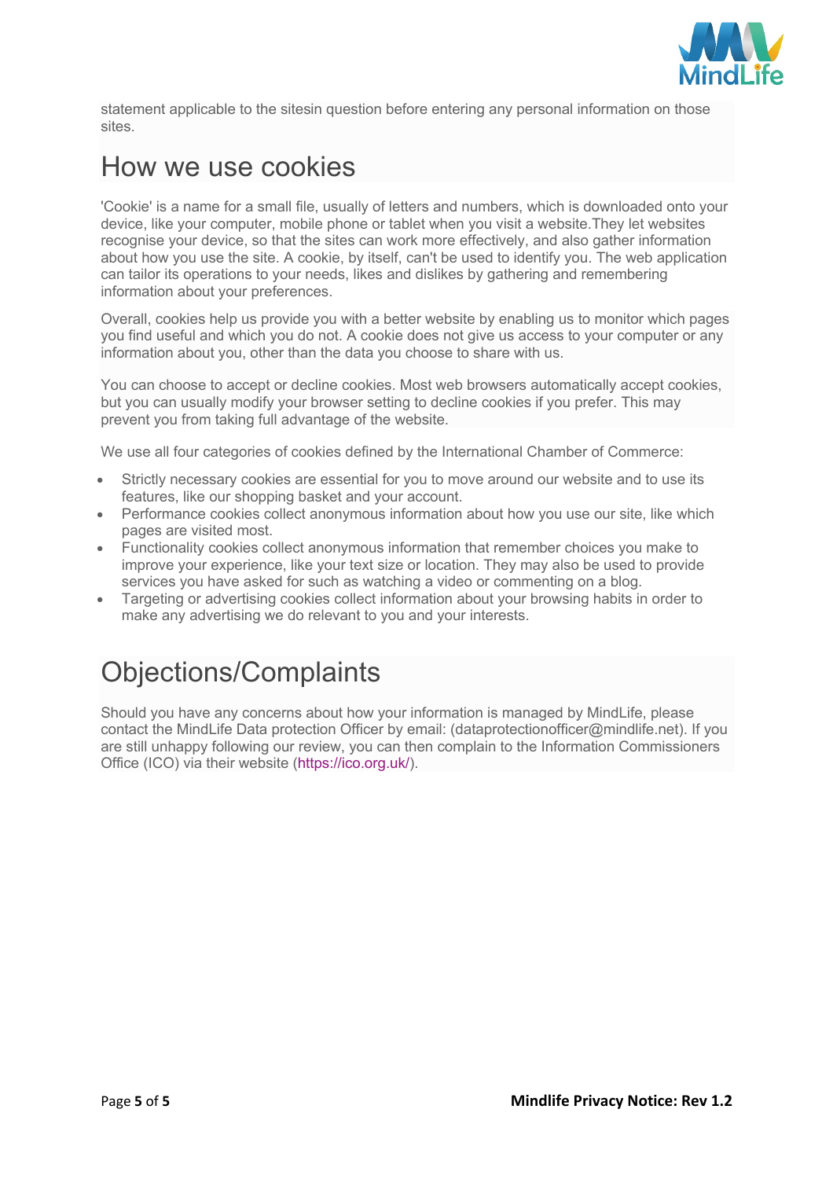statement applicable to the sitesin question before entering any personal information on those sites.

# How we use cookies

'Cookie' is a name for a small file, usually of letters and numbers, which is downloaded onto your device, like your computer, mobile phone or tablet when you visit a website.They let websites recognise your device, so that the sites can work more effectively, and also gather information about how you use the site. A cookie, by itself, can't be used to identify you. The web application can tailor its operations to your needs, likes and dislikes by gathering and remembering information about your preferences.

Overall, cookies help us provide you with a better website by enabling us to monitor which pages you find useful and which you do not. A cookie does not give us access to your computer or any information about you, other than the data you choose to share with us.

You can choose to accept or decline cookies. Most web browsers automatically accept cookies, but you can usually modify your browser setting to decline cookies if you prefer. This may prevent you from taking full advantage of the website.

We use all four categories of cookies defined by the International Chamber of Commerce:

- Strictly necessary cookies are essential for you to move around our website and to use its features, like our shopping basket and your account.
- Performance cookies collect anonymous information about how you use our site, like which pages are visited most.
- Functionality cookies collect anonymous information that remember choices you make to improve your experience, like your text size or location. They may also be used to provide services you have asked for such as watching a video or commenting on a blog.
- Targeting or advertising cookies collect information about your browsing habits in order to make any advertising we do relevant to you and your interests.

# Objections/Complaints

Should you have any concerns about how your information is managed by MindLife, please contact the MindLife Data protection Officer by email: (dataprotectionofficer@mindlife.net). If you are still unhappy following our review, you can then complain to the Information Commissioners Office (ICO) via their website (https://ico.org.uk/).